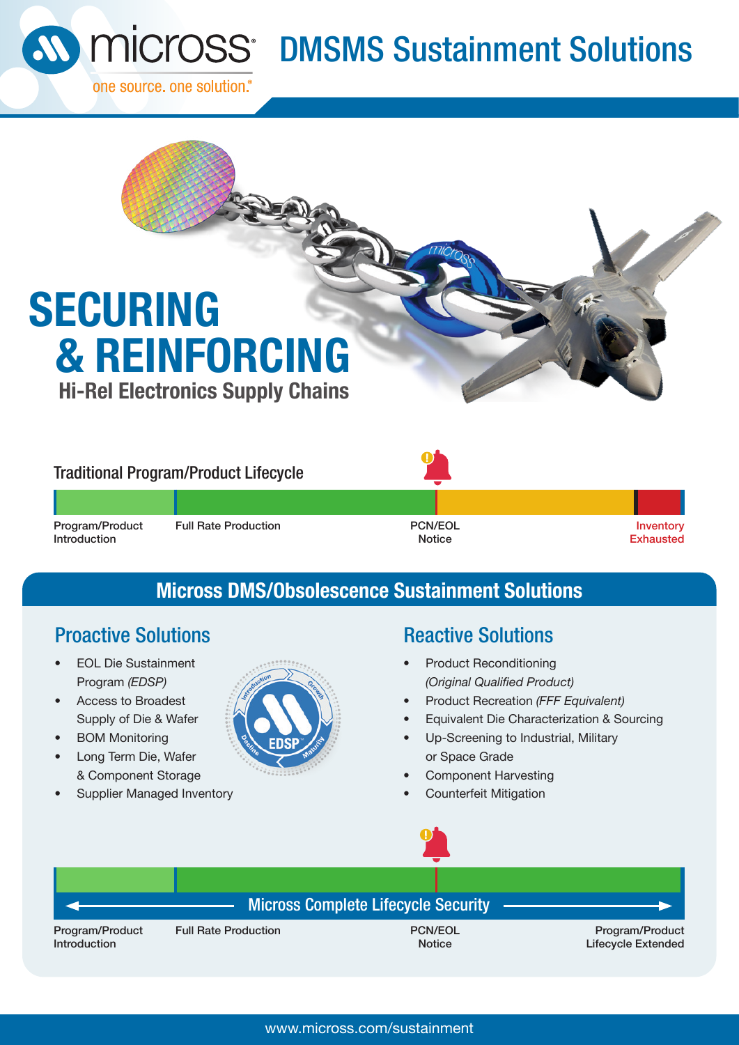# micross

one source. one solution.®

# DMSMS Sustainment Solutions

# SECURING & REINFORCING

## Hi-Rel Electronics Supply Chains

### Traditional Program/Product Lifecycle

Program/Product Introduction | Full Rate Production | PCN/EOL Notice | Inventory Exhausted

## Micross DMS/Obsolescence Sustainment Solutions

### Proactive Solutions

- EOL Die Sustainment Program *(EDSP)*
- Access to Broadest Supply of Die & Wafer
- BOM Monitoring
- Long Term Die, Wafer & Component Storage
- Supplier Managed Inventory

### Reactive Solutions

- Product Reconditioning *(Original Qualified Product)*
- Product Recreation *(FFF Equivalent)*
- Equivalent Die Characterization & Sourcing
- Up-Screening to Industrial, Military or Space Grade
- Component Harvesting
- Counterfeit Mitigation

### Micross Complete Lifecycle Security

Program/Product Introduction | Full Rate Production | PCN/EOL Notice | Program/Product Lifecycle Extended

www.micross.com/sustainment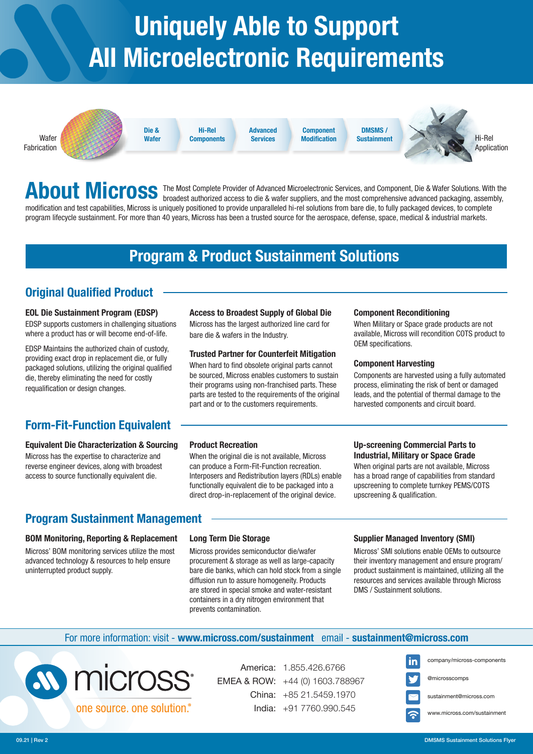# Uniquely Able to Support All Microelectronic Requirements

Wafer Fabrication — Die & Wafer — Hi-Rel Components — Advanced Services — Component Modification — DMSMS / Sustainment — Hi-Rel Application

**About Micross** The Most Complete Provider of Advanced Microelectronic Services, and Component, Die & Wafer Solutions. With the broadest authorized access to die & wafer suppliers, and the most comprehensive advanced packaging, assembly, modification and test capabilities, Micross is uniquely positioned to provide unparalleled hi-rel solutions from bare die, to fully packaged devices, to complete program lifecycle sustainment. For more than 40 years, Micross has been a trusted source for the aerospace, defense, space, medical & industrial markets.

## Program & Product Sustainment Solutions

### Original Qualified Product

**EOL Die Sustainment Program (EDSP)**
EDSP supports customers in challenging situations where a product has or will become end-of-life.

EDSP Maintains the authorized chain of custody, providing exact drop in replacement die, or fully packaged solutions, utilizing the original qualified die, thereby eliminating the need for costly requalification or design changes.

**Access to Broadest Supply of Global Die**
Micross has the largest authorized line card for bare die & wafers in the Industry.

**Trusted Partner for Counterfeit Mitigation**
When hard to find obsolete original parts cannot be sourced, Micross enables customers to sustain their programs using non-franchised parts. These parts are tested to the requirements of the original part and or to the customers requirements.

**Component Reconditioning**
When Military or Space grade products are not available, Micross will recondition COTS product to OEM specifications.

**Component Harvesting**
Components are harvested using a fully automated process, eliminating the risk of bent or damaged leads, and the potential of thermal damage to the harvested components and circuit board.

### Form-Fit-Function Equivalent

**Equivalent Die Characterization & Sourcing**
Micross has the expertise to characterize and reverse engineer devices, along with broadest access to source functionally equivalent die.

**Product Recreation**
When the original die is not available, Micross can produce a Form-Fit-Function recreation. Interposers and Redistribution layers (RDLs) enable functionally equivalent die to be packaged into a direct drop-in-replacement of the original device.

**Up-screening Commercial Parts to Industrial, Military or Space Grade**
When original parts are not available, Micross has a broad range of capabilities from standard upscreening to complete turnkey PEMS/COTS upscreening & qualification.

### Program Sustainment Management

**BOM Monitoring, Reporting & Replacement**
Micross' BOM monitoring services utilize the most advanced technology & resources to help ensure uninterrupted product supply.

**Long Term Die Storage**
Micross provides semiconductor die/wafer procurement & storage as well as large-capacity bare die banks, which can hold stock from a single diffusion run to assure homogeneity. Products are stored in special smoke and water-resistant containers in a dry nitrogen environment that prevents contamination.

**Supplier Managed Inventory (SMI)**
Micross' SMI solutions enable OEMs to outsource their inventory management and ensure program/product sustainment is maintained, utilizing all the resources and services available through Micross DMS / Sustainment solutions.

For more information: visit - **www.micross.com/sustainment** email - **sustainment@micross.com**

micross — one source. one solution.®

America: 1.855.426.6766
EMEA & ROW: +44 (0) 1603.788967
China: +85 21.5459.1970
India: +91 7760.990.545

company/micross-components
@microsscomps
sustainment@micross.com
www.micross.com/sustainment

09.21 | Rev 2 — DMSMS Sustainment Solutions Flyer